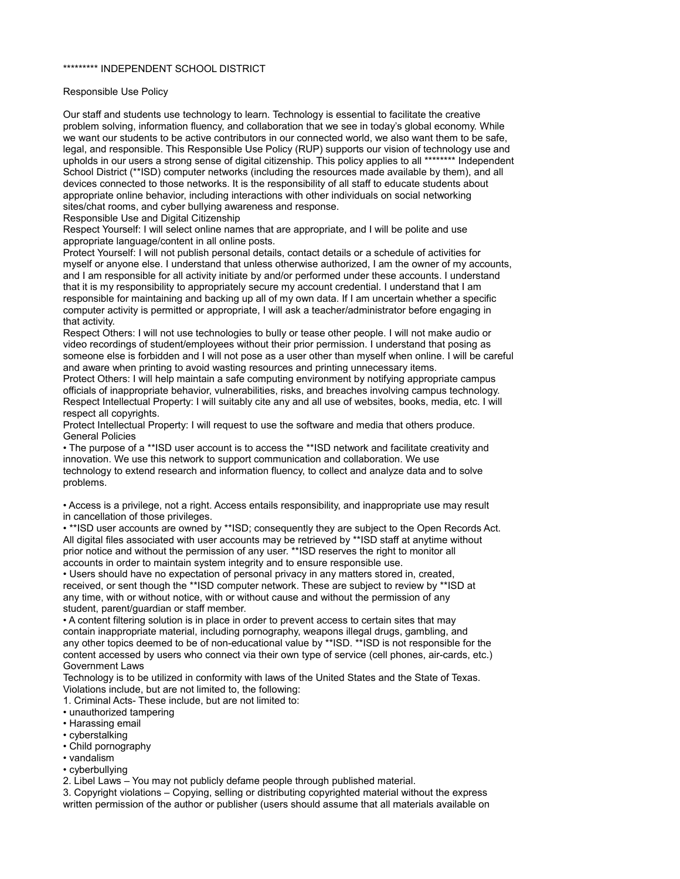********* INDEPENDENT SCHOOL DISTRICT

Responsible Use Policy

Our staff and students use technology to learn. Technology is essential to facilitate the creative problem solving, information fluency, and collaboration that we see in today's global economy. While we want our students to be active contributors in our connected world, we also want them to be safe, legal, and responsible. This Responsible Use Policy (RUP) supports our vision of technology use and upholds in our users a strong sense of digital citizenship. This policy applies to all ******** Independent School District (**ISD) computer networks (including the resources made available by them), and all devices connected to those networks. It is the responsibility of all staff to educate students about appropriate online behavior, including interactions with other individuals on social networking sites/chat rooms, and cyber bullying awareness and response.

Responsible Use and Digital Citizenship

Respect Yourself: I will select online names that are appropriate, and I will be polite and use appropriate language/content in all online posts.

Protect Yourself: I will not publish personal details, contact details or a schedule of activities for myself or anyone else. I understand that unless otherwise authorized, I am the owner of my accounts, and I am responsible for all activity initiate by and/or performed under these accounts. I understand that it is my responsibility to appropriately secure my account credential. I understand that I am responsible for maintaining and backing up all of my own data. If I am uncertain whether a specific computer activity is permitted or appropriate, I will ask a teacher/administrator before engaging in that activity.

Respect Others: I will not use technologies to bully or tease other people. I will not make audio or video recordings of student/employees without their prior permission. I understand that posing as someone else is forbidden and I will not pose as a user other than myself when online. I will be careful and aware when printing to avoid wasting resources and printing unnecessary items.

Protect Others: I will help maintain a safe computing environment by notifying appropriate campus officials of inappropriate behavior, vulnerabilities, risks, and breaches involving campus technology.

Respect Intellectual Property: I will suitably cite any and all use of websites, books, media, etc. I will respect all copyrights.

Protect Intellectual Property: I will request to use the software and media that others produce.

General Policies

• The purpose of a **ISD user account is to access the **ISD network and facilitate creativity and innovation. We use this network to support communication and collaboration. We use technology to extend research and information fluency, to collect and analyze data and to solve problems.

• Access is a privilege, not a right. Access entails responsibility, and inappropriate use may result in cancellation of those privileges.

• **ISD user accounts are owned by **ISD; consequently they are subject to the Open Records Act. All digital files associated with user accounts may be retrieved by **ISD staff at anytime without prior notice and without the permission of any user. **ISD reserves the right to monitor all accounts in order to maintain system integrity and to ensure responsible use.

• Users should have no expectation of personal privacy in any matters stored in, created, received, or sent though the **ISD computer network. These are subject to review by **ISD at any time, with or without notice, with or without cause and without the permission of any student, parent/guardian or staff member.

• A content filtering solution is in place in order to prevent access to certain sites that may contain inappropriate material, including pornography, weapons illegal drugs, gambling, and any other topics deemed to be of non-educational value by **ISD. **ISD is not responsible for the content accessed by users who connect via their own type of service (cell phones, air-cards, etc.)

Government Laws

Technology is to be utilized in conformity with laws of the United States and the State of Texas. Violations include, but are not limited to, the following:

1. Criminal Acts- These include, but are not limited to:
   - unauthorized tampering
   - Harassing email
   - cyberstalking
   - Child pornography
   - vandalism
   - cyberbullying
2. Libel Laws – You may not publicly defame people through published material.
3. Copyright violations – Copying, selling or distributing copyrighted material without the express written permission of the author or publisher (users should assume that all materials available on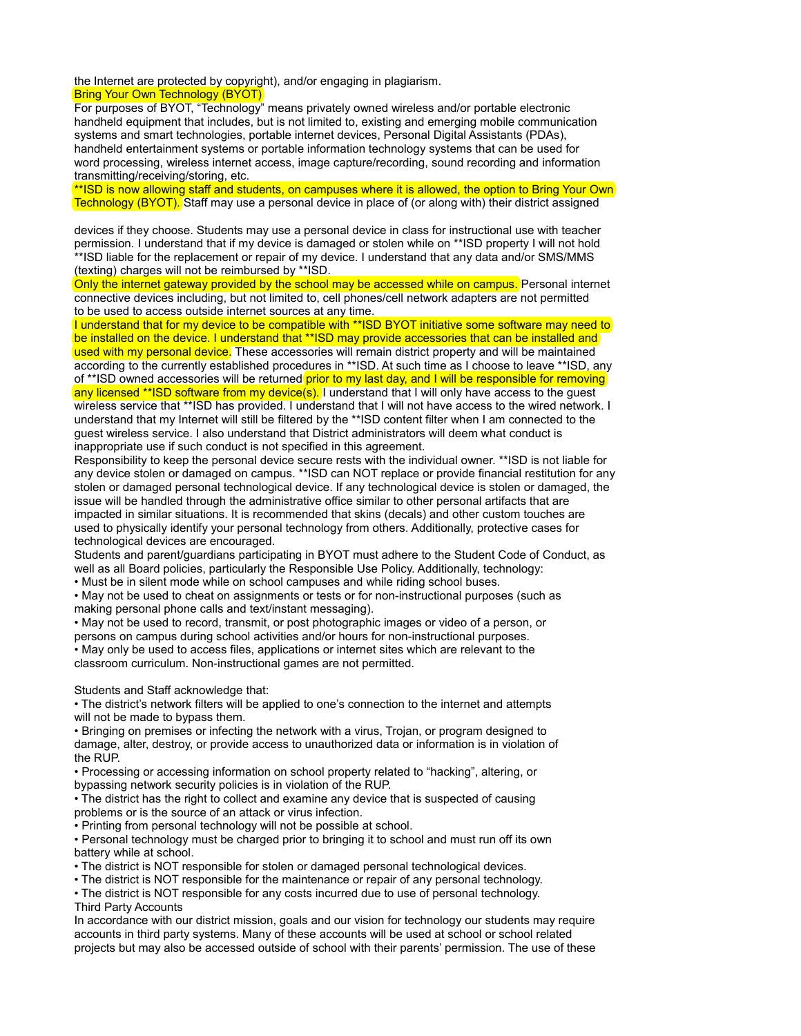the Internet are protected by copyright), and/or engaging in plagiarism.

## Bring Your Own Technology (BYOT)

For purposes of BYOT, "Technology" means privately owned wireless and/or portable electronic handheld equipment that includes, but is not limited to, existing and emerging mobile communication systems and smart technologies, portable internet devices, Personal Digital Assistants (PDAs), handheld entertainment systems or portable information technology systems that can be used for word processing, wireless internet access, image capture/recording, sound recording and information transmitting/receiving/storing, etc.

**ISD is now allowing staff and students, on campuses where it is allowed, the option to Bring Your Own Technology (BYOT). Staff may use a personal device in place of (or along with) their district assigned devices if they choose. Students may use a personal device in class for instructional use with teacher permission. I understand that if my device is damaged or stolen while on **ISD property I will not hold **ISD liable for the replacement or repair of my device. I understand that any data and/or SMS/MMS (texting) charges will not be reimbursed by **ISD.

Only the internet gateway provided by the school may be accessed while on campus. Personal internet connective devices including, but not limited to, cell phones/cell network adapters are not permitted to be used to access outside internet sources at any time.

I understand that for my device to be compatible with **ISD BYOT initiative some software may need to be installed on the device. I understand that **ISD may provide accessories that can be installed and used with my personal device. These accessories will remain district property and will be maintained according to the currently established procedures in **ISD. At such time as I choose to leave **ISD, any of **ISD owned accessories will be returned prior to my last day, and I will be responsible for removing any licensed **ISD software from my device(s). I understand that I will only have access to the guest wireless service that **ISD has provided. I understand that I will not have access to the wired network. I understand that my Internet will still be filtered by the **ISD content filter when I am connected to the guest wireless service. I also understand that District administrators will deem what conduct is inappropriate use if such conduct is not specified in this agreement.

Responsibility to keep the personal device secure rests with the individual owner. **ISD is not liable for any device stolen or damaged on campus. **ISD can NOT replace or provide financial restitution for any stolen or damaged personal technological device. If any technological device is stolen or damaged, the issue will be handled through the administrative office similar to other personal artifacts that are impacted in similar situations. It is recommended that skins (decals) and other custom touches are used to physically identify your personal technology from others. Additionally, protective cases for technological devices are encouraged.

Students and parent/guardians participating in BYOT must adhere to the Student Code of Conduct, as well as all Board policies, particularly the Responsible Use Policy. Additionally, technology:

- Must be in silent mode while on school campuses and while riding school buses.
- May not be used to cheat on assignments or tests or for non-instructional purposes (such as making personal phone calls and text/instant messaging).
- May not be used to record, transmit, or post photographic images or video of a person, or persons on campus during school activities and/or hours for non-instructional purposes.
- May only be used to access files, applications or internet sites which are relevant to the classroom curriculum. Non-instructional games are not permitted.

Students and Staff acknowledge that:

- The district's network filters will be applied to one's connection to the internet and attempts will not be made to bypass them.
- Bringing on premises or infecting the network with a virus, Trojan, or program designed to damage, alter, destroy, or provide access to unauthorized data or information is in violation of the RUP.
- Processing or accessing information on school property related to "hacking", altering, or bypassing network security policies is in violation of the RUP.
- The district has the right to collect and examine any device that is suspected of causing problems or is the source of an attack or virus infection.
- Printing from personal technology will not be possible at school.
- Personal technology must be charged prior to bringing it to school and must run off its own battery while at school.
- The district is NOT responsible for stolen or damaged personal technological devices.
- The district is NOT responsible for the maintenance or repair of any personal technology.
- The district is NOT responsible for any costs incurred due to use of personal technology.

## Third Party Accounts

In accordance with our district mission, goals and our vision for technology our students may require accounts in third party systems. Many of these accounts will be used at school or school related projects but may also be accessed outside of school with their parents' permission. The use of these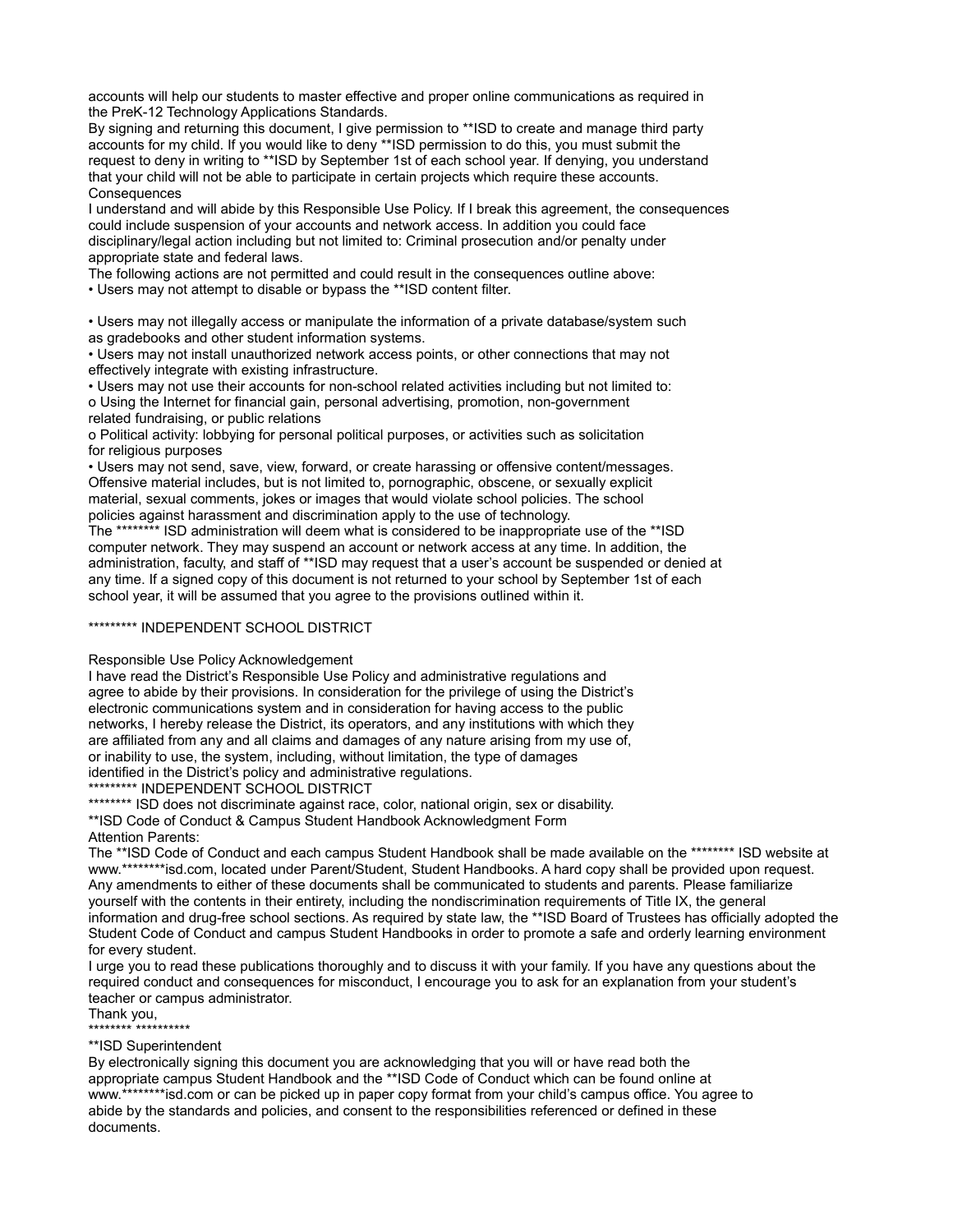accounts will help our students to master effective and proper online communications as required in the PreK-12 Technology Applications Standards.

By signing and returning this document, I give permission to **ISD to create and manage third party accounts for my child. If you would like to deny **ISD permission to do this, you must submit the request to deny in writing to **ISD by September 1st of each school year. If denying, you understand that your child will not be able to participate in certain projects which require these accounts.

Consequences

I understand and will abide by this Responsible Use Policy. If I break this agreement, the consequences could include suspension of your accounts and network access. In addition you could face disciplinary/legal action including but not limited to: Criminal prosecution and/or penalty under appropriate state and federal laws.

The following actions are not permitted and could result in the consequences outline above:

• Users may not attempt to disable or bypass the **ISD content filter.

• Users may not illegally access or manipulate the information of a private database/system such as gradebooks and other student information systems.

• Users may not install unauthorized network access points, or other connections that may not effectively integrate with existing infrastructure.

• Users may not use their accounts for non-school related activities including but not limited to:

o Using the Internet for financial gain, personal advertising, promotion, non-government related fundraising, or public relations

o Political activity: lobbying for personal political purposes, or activities such as solicitation for religious purposes

• Users may not send, save, view, forward, or create harassing or offensive content/messages. Offensive material includes, but is not limited to, pornographic, obscene, or sexually explicit material, sexual comments, jokes or images that would violate school policies. The school policies against harassment and discrimination apply to the use of technology.

The ******** ISD administration will deem what is considered to be inappropriate use of the **ISD computer network. They may suspend an account or network access at any time. In addition, the administration, faculty, and staff of **ISD may request that a user's account be suspended or denied at any time. If a signed copy of this document is not returned to your school by September 1st of each school year, it will be assumed that you agree to the provisions outlined within it.

********* INDEPENDENT SCHOOL DISTRICT

Responsible Use Policy Acknowledgement

I have read the District's Responsible Use Policy and administrative regulations and agree to abide by their provisions. In consideration for the privilege of using the District's electronic communications system and in consideration for having access to the public networks, I hereby release the District, its operators, and any institutions with which they are affiliated from any and all claims and damages of any nature arising from my use of, or inability to use, the system, including, without limitation, the type of damages identified in the District's policy and administrative regulations.

********* INDEPENDENT SCHOOL DISTRICT

******** ISD does not discriminate against race, color, national origin, sex or disability.

**ISD Code of Conduct & Campus Student Handbook Acknowledgment Form

Attention Parents:

The **ISD Code of Conduct and each campus Student Handbook shall be made available on the ******** ISD website at www.********isd.com, located under Parent/Student, Student Handbooks. A hard copy shall be provided upon request. Any amendments to either of these documents shall be communicated to students and parents. Please familiarize yourself with the contents in their entirety, including the nondiscrimination requirements of Title IX, the general information and drug-free school sections. As required by state law, the **ISD Board of Trustees has officially adopted the Student Code of Conduct and campus Student Handbooks in order to promote a safe and orderly learning environment for every student.

I urge you to read these publications thoroughly and to discuss it with your family. If you have any questions about the required conduct and consequences for misconduct, I encourage you to ask for an explanation from your student's teacher or campus administrator.

Thank you,

******** **********

**ISD Superintendent

By electronically signing this document you are acknowledging that you will or have read both the appropriate campus Student Handbook and the **ISD Code of Conduct which can be found online at www.********isd.com or can be picked up in paper copy format from your child's campus office. You agree to abide by the standards and policies, and consent to the responsibilities referenced or defined in these documents.